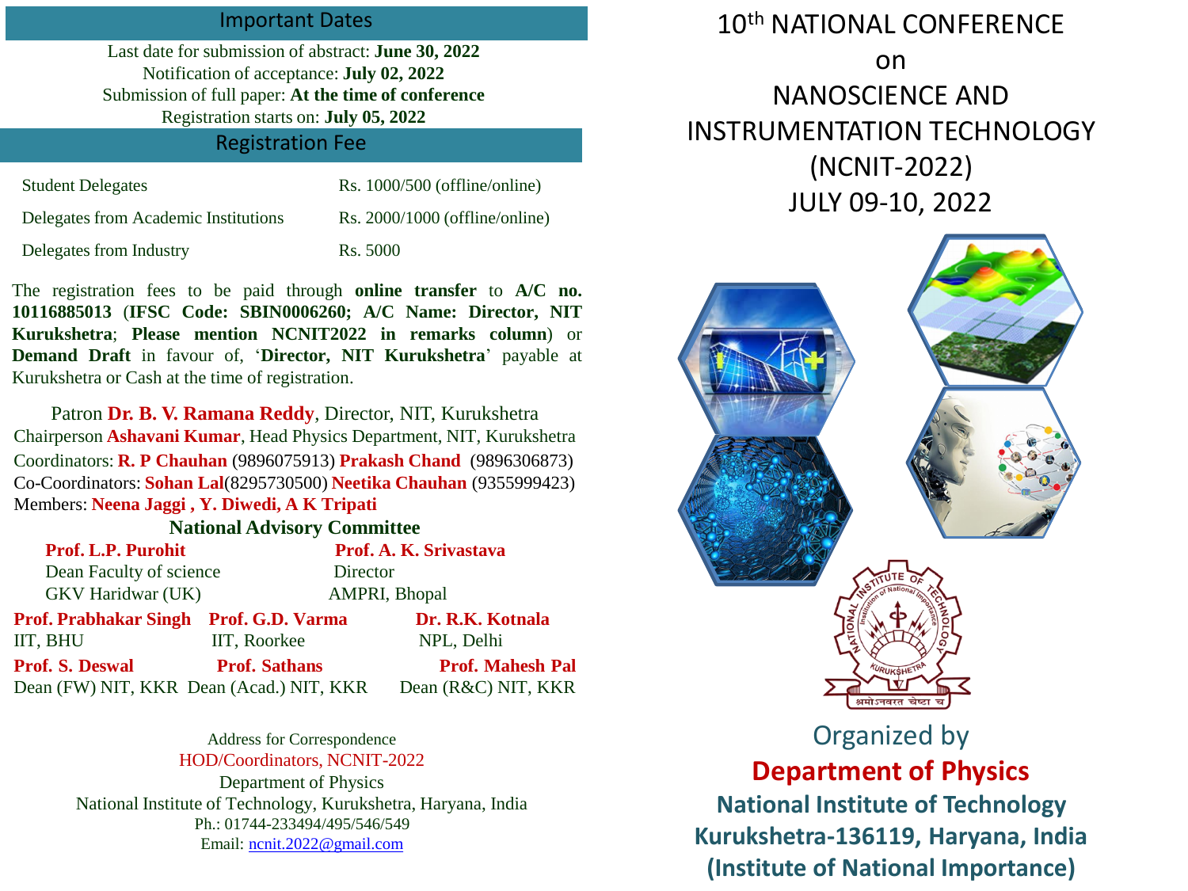# 10th NATIONAL CONFERENCE on NANOSCIENCE AND INSTRUMENTATION TECHNOLOGY (NCNIT-2022)

## JULY 09-10, 2022

Organized by

**Department of Physics**

**National Institute of Technology**

**Kurukshetra-136119, Haryana, India**

**(Institute of National Importance)**

## Important Dates

Last date for submission of abstract: **June 30, 2022**

Notification of acceptance: **July 02, 2022**

Submission of full paper: **At the time of conference**

Registration starts on: **July 05, 2022**

## Registration Fee

| | |
|---|---|
| Student Delegates | Rs. 1000/500 (offline/online) |
| Delegates from Academic Institutions | Rs. 2000/1000 (offline/online) |
| Delegates from Industry | Rs. 5000 |

The registration fees to be paid through **online transfer** to **A/C no. 10116885013** (**IFSC Code: SBIN0006260; A/C Name: Director, NIT Kurukshetra**; **Please mention NCNIT2022 in remarks column**) or **Demand Draft** in favour of, '**Director, NIT Kurukshetra**' payable at Kurukshetra or Cash at the time of registration.

Patron **Dr. B. V. Ramana Reddy**, Director, NIT, Kurukshetra

Chairperson **Ashavani Kumar**, Head Physics Department, NIT, Kurukshetra

Coordinators: **R. P Chauhan** (9896075913) **Prakash Chand** (9896306873)

Co-Coordinators: **Sohan Lal**(8295730500) **Neetika Chauhan** (9355999423)

Members: **Neena Jaggi , Y. Diwedi, A K Tripati**

## National Advisory Committee

**Prof. L.P. Purohit**
Dean Faculty of science
GKV Haridwar (UK)

**Prof. A. K. Srivastava**
Director
AMPRI, Bhopal

**Prof. Prabhakar Singh**
IIT, BHU

**Prof. G.D. Varma**
IIT, Roorkee

**Dr. R.K. Kotnala**
NPL, Delhi

**Prof. S. Deswal**
Dean (FW) NIT, KKR

**Prof. Sathans**
Dean (Acad.) NIT, KKR

**Prof. Mahesh Pal**
Dean (R&C) NIT, KKR

Address for Correspondence

HOD/Coordinators, NCNIT-2022

Department of Physics

National Institute of Technology, Kurukshetra, Haryana, India

Ph.: 01744-233494/495/546/549

Email: ncnit.2022@gmail.com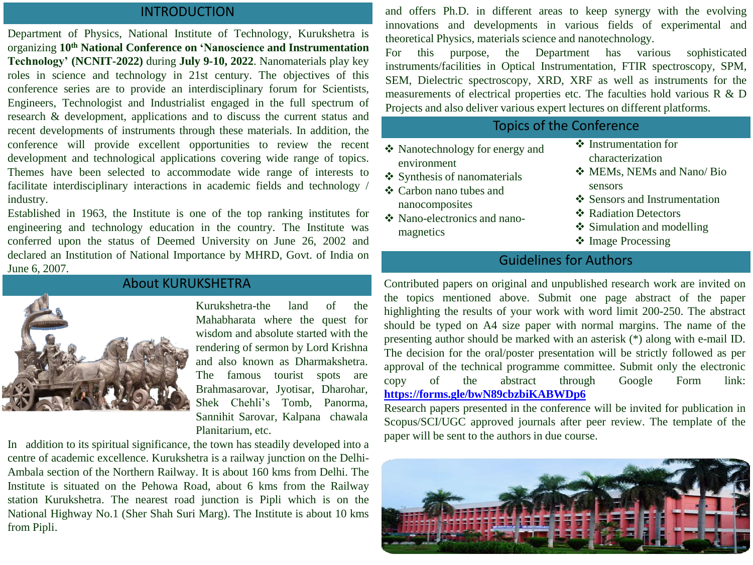## INTRODUCTION

Department of Physics, National Institute of Technology, Kurukshetra is organizing **10th National Conference on 'Nanoscience and Instrumentation Technology' (NCNIT-2022)** during **July 9-10, 2022**. Nanomaterials play key roles in science and technology in 21st century. The objectives of this conference series are to provide an interdisciplinary forum for Scientists, Engineers, Technologist and Industrialist engaged in the full spectrum of research & development, applications and to discuss the current status and recent developments of instruments through these materials. In addition, the conference will provide excellent opportunities to review the recent development and technological applications covering wide range of topics. Themes have been selected to accommodate wide range of interests to facilitate interdisciplinary interactions in academic fields and technology / industry.

Established in 1963, the Institute is one of the top ranking institutes for engineering and technology education in the country. The Institute was conferred upon the status of Deemed University on June 26, 2002 and declared an Institution of National Importance by MHRD, Govt. of India on June 6, 2007.

## About KURUKSHETRA

Kurukshetra-the land of the Mahabharata where the quest for wisdom and absolute started with the rendering of sermon by Lord Krishna and also known as Dharmakshetra. The famous tourist spots are Brahmasarovar, Jyotisar, Dharohar, Shek Chehli's Tomb, Panorma, Sannihit Sarovar, Kalpana chawala Planitarium, etc.

In addition to its spiritual significance, the town has steadily developed into a centre of academic excellence. Kurukshetra is a railway junction on the Delhi-Ambala section of the Northern Railway. It is about 160 kms from Delhi. The Institute is situated on the Pehowa Road, about 6 kms from the Railway station Kurukshetra. The nearest road junction is Pipli which is on the National Highway No.1 (Sher Shah Suri Marg). The Institute is about 10 kms from Pipli.

and offers Ph.D. in different areas to keep synergy with the evolving innovations and developments in various fields of experimental and theoretical Physics, materials science and nanotechnology.

For this purpose, the Department has various sophisticated instruments/facilities in Optical Instrumentation, FTIR spectroscopy, SPM, SEM, Dielectric spectroscopy, XRD, XRF as well as instruments for the measurements of electrical properties etc. The faculties hold various R & D Projects and also deliver various expert lectures on different platforms.

## Topics of the Conference

- Nanotechnology for energy and environment
- Synthesis of nanomaterials
- Carbon nano tubes and nanocomposites
- Nano-electronics and nano-magnetics
- Instrumentation for characterization
- MEMs, NEMs and Nano/ Bio sensors
- Sensors and Instrumentation
- Radiation Detectors
- Simulation and modelling
- Image Processing

## Guidelines for Authors

Contributed papers on original and unpublished research work are invited on the topics mentioned above. Submit one page abstract of the paper highlighting the results of your work with word limit 200-250. The abstract should be typed on A4 size paper with normal margins. The name of the presenting author should be marked with an asterisk (*) along with e-mail ID. The decision for the oral/poster presentation will be strictly followed as per approval of the technical programme committee. Submit only the electronic copy of the abstract through Google Form link: **https://forms.gle/bwN89cbzbiKABWDp6**

Research papers presented in the conference will be invited for publication in Scopus/SCI/UGC approved journals after peer review. The template of the paper will be sent to the authors in due course.